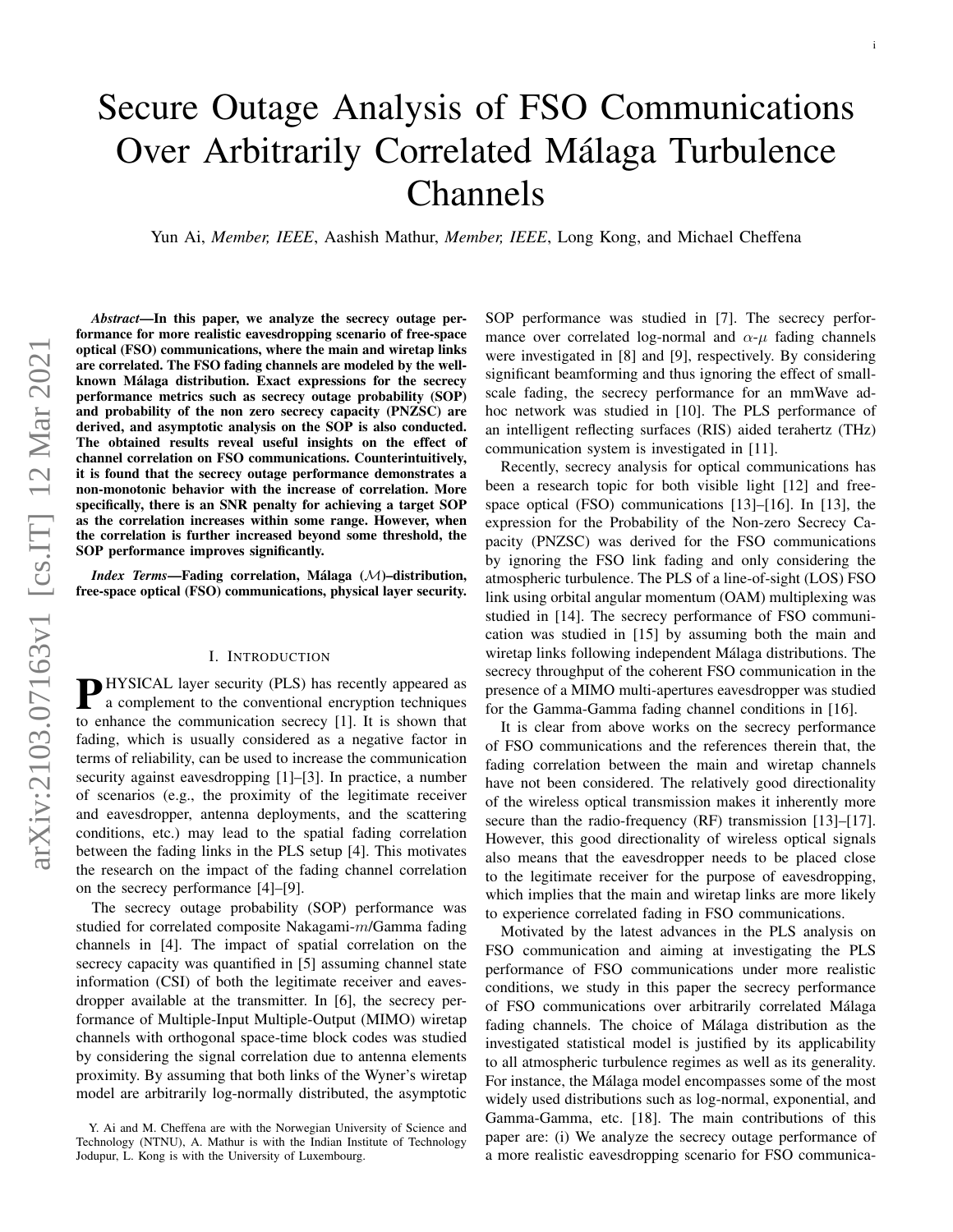# Secure Outage Analysis of FSO Communications Over Arbitrarily Correlated Málaga Turbulence Channels

Yun Ai, *Member, IEEE*, Aashish Mathur, *Member, IEEE*, Long Kong, and Michael Cheffena

***Abstract*—In this paper, we analyze the secrecy outage performance for more realistic eavesdropping scenario of free-space optical (FSO) communications, where the main and wiretap links are correlated. The FSO fading channels are modeled by the well-known Málaga distribution. Exact expressions for the secrecy performance metrics such as secrecy outage probability (SOP) and probability of the non zero secrecy capacity (PNZSC) are derived, and asymptotic analysis on the SOP is also conducted. The obtained results reveal useful insights on the effect of channel correlation on FSO communications. Counterintuitively, it is found that the secrecy outage performance demonstrates a non-monotonic behavior with the increase of correlation. More specifically, there is an SNR penalty for achieving a target SOP as the correlation increases within some range. However, when the correlation is further increased beyond some threshold, the SOP performance improves significantly.**

***Index Terms*—Fading correlation, Málaga ($\mathcal{M}$)–distribution, free-space optical (FSO) communications, physical layer security.**

## I. Introduction

PHYSICAL layer security (PLS) has recently appeared as a complement to the conventional encryption techniques to enhance the communication secrecy [1]. It is shown that fading, which is usually considered as a negative factor in terms of reliability, can be used to increase the communication security against eavesdropping [1]–[3]. In practice, a number of scenarios (e.g., the proximity of the legitimate receiver and eavesdropper, antenna deployments, and the scattering conditions, etc.) may lead to the spatial fading correlation between the fading links in the PLS setup [4]. This motivates the research on the impact of the fading channel correlation on the secrecy performance [4]–[9].

The secrecy outage probability (SOP) performance was studied for correlated composite Nakagami-$m$/Gamma fading channels in [4]. The impact of spatial correlation on the secrecy capacity was quantified in [5] assuming channel state information (CSI) of both the legitimate receiver and eavesdropper available at the transmitter. In [6], the secrecy performance of Multiple-Input Multiple-Output (MIMO) wiretap channels with orthogonal space-time block codes was studied by considering the signal correlation due to antenna elements proximity. By assuming that both links of the Wyner's wiretap model are arbitrarily log-normally distributed, the asymptotic SOP performance was studied in [7]. The secrecy performance over correlated log-normal and $\alpha$-$\mu$ fading channels were investigated in [8] and [9], respectively. By considering significant beamforming and thus ignoring the effect of small-scale fading, the secrecy performance for an mmWave ad-hoc network was studied in [10]. The PLS performance of an intelligent reflecting surfaces (RIS) aided terahertz (THz) communication system is investigated in [11].

Recently, secrecy analysis for optical communications has been a research topic for both visible light [12] and free-space optical (FSO) communications [13]–[16]. In [13], the expression for the Probability of the Non-zero Secrecy Capacity (PNZSC) was derived for the FSO communications by ignoring the FSO link fading and only considering the atmospheric turbulence. The PLS of a line-of-sight (LOS) FSO link using orbital angular momentum (OAM) multiplexing was studied in [14]. The secrecy performance of FSO communication was studied in [15] by assuming both the main and wiretap links following independent Málaga distributions. The secrecy throughput of the coherent FSO communication in the presence of a MIMO multi-apertures eavesdropper was studied for the Gamma-Gamma fading channel conditions in [16].

It is clear from above works on the secrecy performance of FSO communications and the references therein that, the fading correlation between the main and wiretap channels have not been considered. The relatively good directionality of the wireless optical transmission makes it inherently more secure than the radio-frequency (RF) transmission [13]–[17]. However, this good directionality of wireless optical signals also means that the eavesdropper needs to be placed close to the legitimate receiver for the purpose of eavesdropping, which implies that the main and wiretap links are more likely to experience correlated fading in FSO communications.

Motivated by the latest advances in the PLS analysis on FSO communication and aiming at investigating the PLS performance of FSO communications under more realistic conditions, we study in this paper the secrecy performance of FSO communications over arbitrarily correlated Málaga fading channels. The choice of Málaga distribution as the investigated statistical model is justified by its applicability to all atmospheric turbulence regimes as well as its generality. For instance, the Málaga model encompasses some of the most widely used distributions such as log-normal, exponential, and Gamma-Gamma, etc. [18]. The main contributions of this paper are: (i) We analyze the secrecy outage performance of a more realistic eavesdropping scenario for FSO communica-

Y. Ai and M. Cheffena are with the Norwegian University of Science and Technology (NTNU), A. Mathur is with the Indian Institute of Technology Jodupur, L. Kong is with the University of Luxembourg.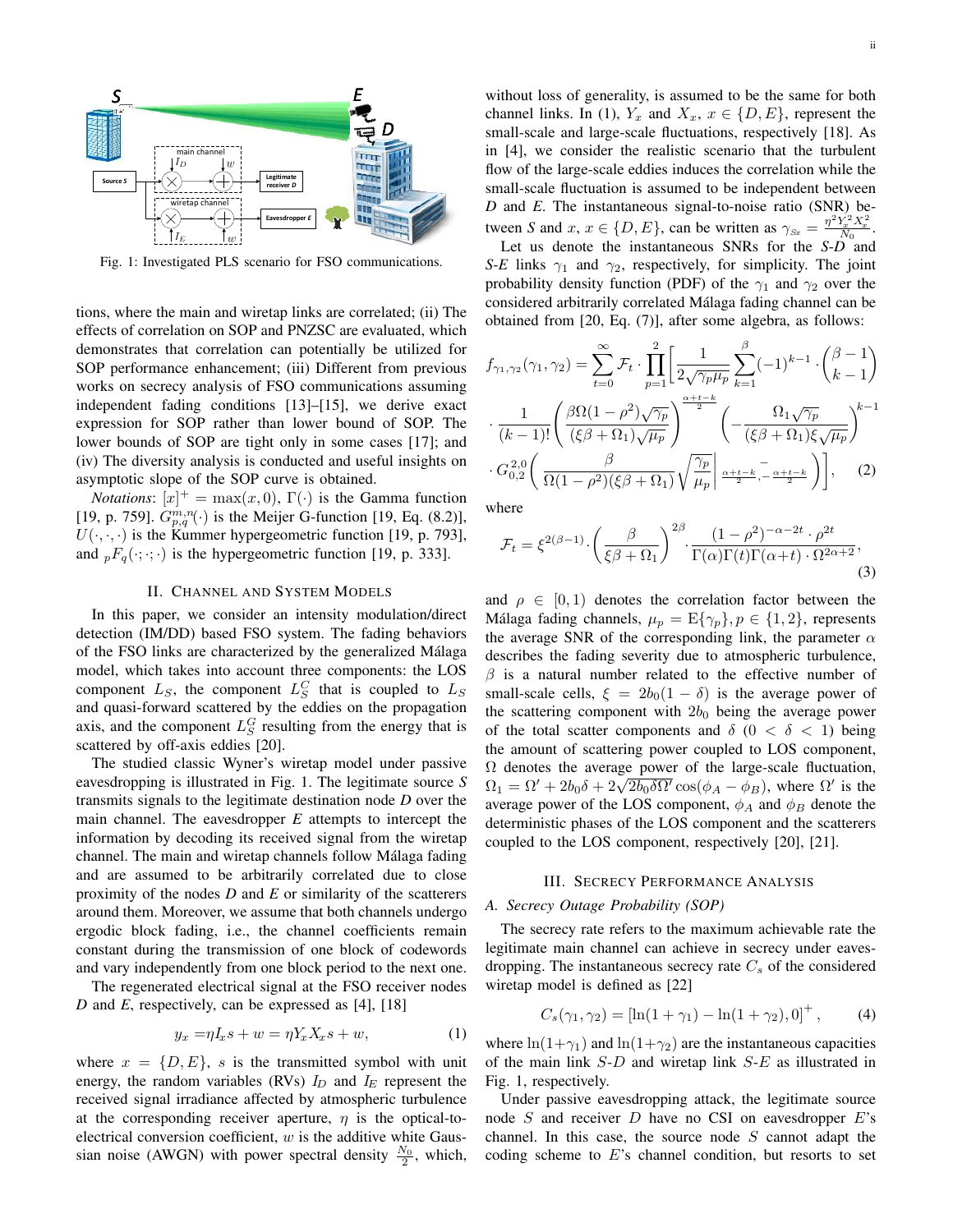Fig. 1: Investigated PLS scenario for FSO communications.

tions, where the main and wiretap links are correlated; (ii) The effects of correlation on SOP and PNZSC are evaluated, which demonstrates that correlation can potentially be utilized for SOP performance enhancement; (iii) Different from previous works on secrecy analysis of FSO communications assuming independent fading conditions [13]–[15], we derive exact expression for SOP rather than lower bound of SOP. The lower bounds of SOP are tight only in some cases [17]; and (iv) The diversity analysis is conducted and useful insights on asymptotic slope of the SOP curve is obtained.

*Notations*: $[x]^+ = \max(x, 0)$, $\Gamma(\cdot)$ is the Gamma function [19, p. 759]. $G_{p,q}^{m,n}(\cdot)$ is the Meijer G-function [19, Eq. (8.2)], $U(\cdot,\cdot,\cdot)$ is the Kummer hypergeometric function [19, p. 793], and ${}_pF_q(\cdot;\cdot;\cdot)$ is the hypergeometric function [19, p. 333].

## II. Channel and System Models

In this paper, we consider an intensity modulation/direct detection (IM/DD) based FSO system. The fading behaviors of the FSO links are characterized by the generalized Málaga model, which takes into account three components: the LOS component $L_S$, the component $L_S^C$ that is coupled to $L_S$ and quasi-forward scattered by the eddies on the propagation axis, and the component $L_S^G$ resulting from the energy that is scattered by off-axis eddies [20].

The studied classic Wyner's wiretap model under passive eavesdropping is illustrated in Fig. 1. The legitimate source *S* transmits signals to the legitimate destination node *D* over the main channel. The eavesdropper *E* attempts to intercept the information by decoding its received signal from the wiretap channel. The main and wiretap channels follow Málaga fading and are assumed to be arbitrarily correlated due to close proximity of the nodes *D* and *E* or similarity of the scatterers around them. Moreover, we assume that both channels undergo ergodic block fading, i.e., the channel coefficients remain constant during the transmission of one block of codewords and vary independently from one block period to the next one.

The regenerated electrical signal at the FSO receiver nodes *D* and *E*, respectively, can be expressed as [4], [18]

$$y_x = \eta I_x s + w = \eta Y_x X_x s + w, \tag{1}$$

where $x = \{D, E\}$, $s$ is the transmitted symbol with unit energy, the random variables (RVs) $I_D$ and $I_E$ represent the received signal irradiance affected by atmospheric turbulence at the corresponding receiver aperture, $\eta$ is the optical-to-electrical conversion coefficient, $w$ is the additive white Gaussian noise (AWGN) with power spectral density $\frac{N_0}{2}$, which, without loss of generality, is assumed to be the same for both channel links. In (1), $Y_x$ and $X_x$, $x \in \{D, E\}$, represent the small-scale and large-scale fluctuations, respectively [18]. As in [4], we consider the realistic scenario that the turbulent flow of the large-scale eddies induces the correlation while the small-scale fluctuation is assumed to be independent between *D* and *E*. The instantaneous signal-to-noise ratio (SNR) between *S* and $x$, $x \in \{D, E\}$, can be written as $\gamma_{Sx} = \frac{\eta^2 Y_x^2 X_x^2}{N_0}$.

Let us denote the instantaneous SNRs for the *S*-*D* and *S*-*E* links $\gamma_1$ and $\gamma_2$, respectively, for simplicity. The joint probability density function (PDF) of the $\gamma_1$ and $\gamma_2$ over the considered arbitrarily correlated Málaga fading channel can be obtained from [20, Eq. (7)], after some algebra, as follows:

$$\begin{aligned}
f_{\gamma_1,\gamma_2}(\gamma_1,\gamma_2) = &\sum_{t=0}^{\infty} \mathcal{F}_t \cdot \prod_{p=1}^{2} \Bigg[ \frac{1}{2\sqrt{\gamma_p \mu_p}} \sum_{k=1}^{\beta} (-1)^{k-1} \cdot \binom{\beta-1}{k-1} \\
&\cdot \frac{1}{(k-1)!} \left( \frac{\beta\Omega(1-\rho^2)\sqrt{\gamma_p}}{(\xi\beta+\Omega_1)\sqrt{\mu_p}} \right)^{\frac{\alpha+t-k}{2}} \left( -\frac{\Omega_1\sqrt{\gamma_p}}{(\xi\beta+\Omega_1)\xi\sqrt{\mu_p}} \right)^{k-1} \\
&\cdot G_{0,2}^{2,0}\left( \frac{\beta}{\Omega(1-\rho^2)(\xi\beta+\Omega_1)} \sqrt{\frac{\gamma_p}{\mu_p}} \,\middle|\, \begin{matrix} - \\ \frac{\alpha+t-k}{2}, -\frac{\alpha+t-k}{2} \end{matrix} \right) \Bigg],
\end{aligned} \tag{2}$$

where

$$\mathcal{F}_t = \xi^{2(\beta-1)} \cdot \left( \frac{\beta}{\xi\beta+\Omega_1} \right)^{2\beta} \cdot \frac{(1-\rho^2)^{-\alpha-2t} \cdot \rho^{2t}}{\Gamma(\alpha)\Gamma(t)\Gamma(\alpha+t)\cdot\Omega^{2\alpha+2}}, \tag{3}$$

and $\rho \in [0, 1)$ denotes the correlation factor between the Málaga fading channels, $\mu_p = \mathrm{E}\{\gamma_p\}, p \in \{1, 2\}$, represents the average SNR of the corresponding link, the parameter $\alpha$ describes the fading severity due to atmospheric turbulence, $\beta$ is a natural number related to the effective number of small-scale cells, $\xi = 2b_0(1-\delta)$ is the average power of the scattering component with $2b_0$ being the average power of the total scatter components and $\delta$ ($0 < \delta < 1$) being the amount of scattering power coupled to LOS component, $\Omega$ denotes the average power of the large-scale fluctuation, $\Omega_1 = \Omega' + 2b_0\delta + 2\sqrt{2b_0\delta\Omega'}\cos(\phi_A - \phi_B)$, where $\Omega'$ is the average power of the LOS component, $\phi_A$ and $\phi_B$ denote the deterministic phases of the LOS component and the scatterers coupled to the LOS component, respectively [20], [21].

## III. Secrecy Performance Analysis

### A. Secrecy Outage Probability (SOP)

The secrecy rate refers to the maximum achievable rate the legitimate main channel can achieve in secrecy under eavesdropping. The instantaneous secrecy rate $C_s$ of the considered wiretap model is defined as [22]

$$C_s(\gamma_1, \gamma_2) = \left[ \ln(1+\gamma_1) - \ln(1+\gamma_2), 0 \right]^+, \tag{4}$$

where $\ln(1+\gamma_1)$ and $\ln(1+\gamma_2)$ are the instantaneous capacities of the main link *S*-*D* and wiretap link *S*-*E* as illustrated in Fig. 1, respectively.

Under passive eavesdropping attack, the legitimate source node *S* and receiver *D* have no CSI on eavesdropper *E*'s channel. In this case, the source node *S* cannot adapt the coding scheme to *E*'s channel condition, but resorts to set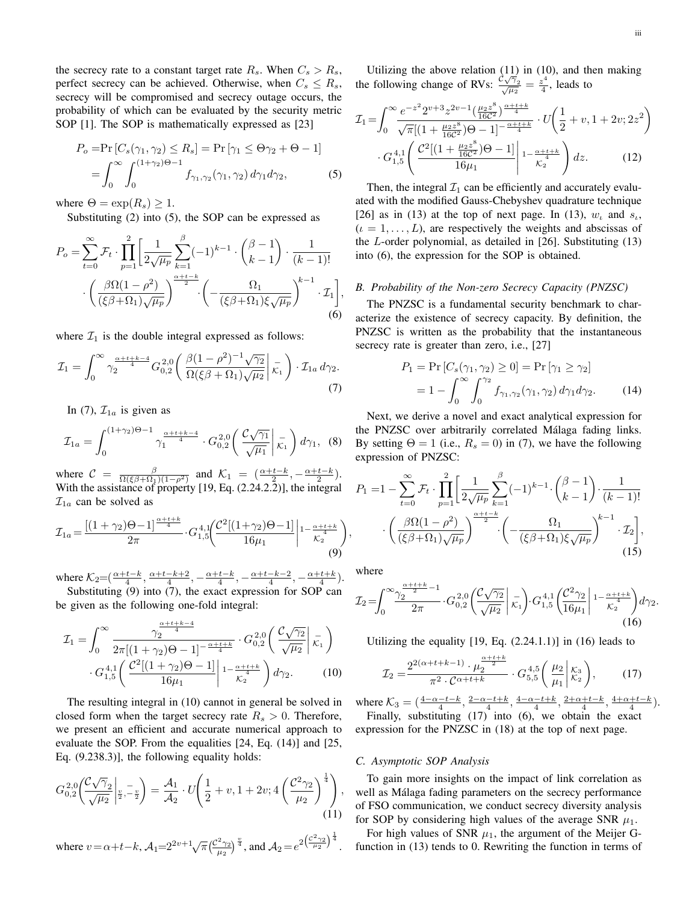the secrecy rate to a constant target rate $R_s$. When $C_s > R_s$, perfect secrecy can be achieved. Otherwise, when $C_s \le R_s$, secrecy will be compromised and secrecy outage occurs, the probability of which can be evaluated by the security metric SOP [1]. The SOP is mathematically expressed as [23]

$$P_o = \Pr\left[C_s(\gamma_1,\gamma_2) \le R_s\right] = \Pr\left[\gamma_1 \le \Theta\gamma_2 + \Theta - 1\right] = \int_0^\infty \int_0^{(1+\gamma_2)\Theta-1} f_{\gamma_1,\gamma_2}(\gamma_1,\gamma_2)\, d\gamma_1 d\gamma_2, \tag{5}$$

where $\Theta = \exp(R_s) \ge 1$.

Substituting (2) into (5), the SOP can be expressed as

$$P_o = \sum_{t=0}^{\infty} \mathcal{F}_t \cdot \prod_{p=1}^{2} \Bigg[ \frac{1}{2\sqrt{\mu_p}} \sum_{k=1}^{\beta} (-1)^{k-1} \cdot \binom{\beta-1}{k-1} \cdot \frac{1}{(k-1)!} \cdot \left( \frac{\beta\Omega(1-\rho^2)}{(\xi\beta+\Omega_1)\sqrt{\mu_p}} \right)^{\frac{\alpha+t-k}{2}} \cdot \left( -\frac{\Omega_1}{(\xi\beta+\Omega_1)\xi\sqrt{\mu_p}} \right)^{k-1} \cdot \mathcal{I}_1 \Bigg], \tag{6}$$

where $\mathcal{I}_1$ is the double integral expressed as follows:

$$\mathcal{I}_1 = \int_0^\infty \gamma_2^{\frac{\alpha+t+k-4}{4}} G_{0,2}^{2,0}\left( \frac{\beta(1-\rho^2)^{-1}\sqrt{\gamma_2}}{\Omega(\xi\beta+\Omega_1)\sqrt{\mu_2}} \middle|\, {}^{-}_{\mathcal{K}_1} \right) \cdot \mathcal{I}_{1a}\, d\gamma_2. \tag{7}$$

In (7), $\mathcal{I}_{1a}$ is given as

$$\mathcal{I}_{1a} = \int_0^{(1+\gamma_2)\Theta-1} \gamma_1^{\frac{\alpha+t+k-4}{4}} \cdot G_{0,2}^{2,0}\left( \frac{\mathcal{C}\sqrt{\gamma_1}}{\sqrt{\mu_1}} \middle|\, {}^{-}_{\mathcal{K}_1} \right) d\gamma_1, \tag{8}$$

where $\mathcal{C} = \frac{\beta}{\Omega(\xi\beta+\Omega_1)(1-\rho^2)}$ and $\mathcal{K}_1 = (\frac{\alpha+t-k}{2}, -\frac{\alpha+t-k}{2})$. With the assistance of property [19, Eq. (2.24.2.2)], the integral $\mathcal{I}_{1a}$ can be solved as

$$\mathcal{I}_{1a} = \frac{\left[(1+\gamma_2)\Theta-1\right]^{\frac{\alpha+t+k}{4}}}{2\pi} \cdot G_{1,5}^{4,1}\left( \frac{\mathcal{C}^2[(1+\gamma_2)\Theta-1]}{16\mu_1} \middle|\, {}^{1-\frac{\alpha+t+k}{4}}_{\mathcal{K}_2} \right), \tag{9}$$

where $\mathcal{K}_2 = (\frac{\alpha+t-k}{4}, \frac{\alpha+t-k+2}{4}, -\frac{\alpha+t-k}{4}, -\frac{\alpha+t-k-2}{4}, -\frac{\alpha+t+k}{4})$.

Substituting (9) into (7), the exact expression for SOP can be given as the following one-fold integral:

$$\mathcal{I}_1 = \int_0^\infty \frac{\gamma_2^{\frac{\alpha+t+k-4}{4}}}{2\pi[(1+\gamma_2)\Theta-1]^{-\frac{\alpha+t+k}{4}}} \cdot G_{0,2}^{2,0}\left( \frac{\mathcal{C}\sqrt{\gamma_2}}{\sqrt{\mu_2}} \middle|\, {}^{-}_{\mathcal{K}_1} \right) \cdot G_{1,5}^{4,1}\left( \frac{\mathcal{C}^2[(1+\gamma_2)\Theta-1]}{16\mu_1} \middle|\, {}^{1-\frac{\alpha+t+k}{4}}_{\mathcal{K}_2} \right) d\gamma_2. \tag{10}$$

The resulting integral in (10) cannot in general be solved in closed form when the target secrecy rate $R_s > 0$. Therefore, we present an efficient and accurate numerical approach to evaluate the SOP. From the equalities [24, Eq. (14)] and [25, Eq. (9.238.3)], the following equality holds:

$$G_{0,2}^{2,0}\left( \frac{\mathcal{C}\sqrt{\gamma}_2}{\sqrt{\mu_2}} \middle|\, {}^{-}_{\frac{v}{2},-\frac{v}{2}} \right) = \frac{\mathcal{A}_1}{\mathcal{A}_2} \cdot U\left( \frac{1}{2}+v, 1+2v; 4\left( \frac{\mathcal{C}^2\gamma_2}{\mu_2} \right)^{\frac{1}{4}} \right), \tag{11}$$

where $v = \alpha+t-k$, $\mathcal{A}_1 = 2^{2v+1}\sqrt{\pi}\left(\frac{\mathcal{C}^2\gamma_2}{\mu_2}\right)^{\frac{v}{4}}$, and $\mathcal{A}_2 = e^{2\left(\frac{\mathcal{C}^2\gamma_2}{\mu_2}\right)^{\frac{1}{4}}}$.

Utilizing the above relation (11) in (10), and then making the following change of RVs: $\frac{\mathcal{C}\sqrt{\gamma_2}}{\sqrt{\mu_2}} = \frac{z^4}{4}$, leads to

$$\mathcal{I}_1 = \int_0^\infty \frac{e^{-z^2} 2^{v+3} z^{2v-1} \left(\frac{\mu_2 z^8}{16\mathcal{C}^2}\right)^{\frac{\alpha+t+k}{4}}}{\sqrt{\pi}[(1+\frac{\mu_2 z^8}{16\mathcal{C}^2})\Theta-1]^{-\frac{\alpha+t+k}{4}}} \cdot U\left( \frac{1}{2}+v, 1+2v; 2z^2 \right) \cdot G_{1,5}^{4,1}\left( \frac{\mathcal{C}^2[(1+\frac{\mu_2 z^8}{16\mathcal{C}^2})\Theta-1]}{16\mu_1} \middle|\, {}^{1-\frac{\alpha+t+k}{4}}_{\mathcal{K}_2} \right) dz. \tag{12}$$

Then, the integral $\mathcal{I}_1$ can be efficiently and accurately evaluated with the modified Gauss-Chebyshev quadrature technique [26] as in (13) at the top of next page. In (13), $w_\iota$ and $s_\iota$, ($\iota = 1, \ldots, L$), are respectively the weights and abscissas of the $L$-order polynomial, as detailed in [26]. Substituting (13) into (6), the expression for the SOP is obtained.

### B. Probability of the Non-zero Secrecy Capacity (PNZSC)

The PNZSC is a fundamental security benchmark to characterize the existence of secrecy capacity. By definition, the PNZSC is written as the probability that the instantaneous secrecy rate is greater than zero, i.e., [27]

$$P_1 = \Pr\left[C_s(\gamma_1,\gamma_2) \ge 0\right] = \Pr\left[\gamma_1 \ge \gamma_2\right] = 1 - \int_0^\infty \int_0^{\gamma_2} f_{\gamma_1,\gamma_2}(\gamma_1,\gamma_2)\, d\gamma_1 d\gamma_2. \tag{14}$$

Next, we derive a novel and exact analytical expression for the PNZSC over arbitrarily correlated Málaga fading links. By setting $\Theta = 1$ (i.e., $R_s = 0$) in (7), we have the following expression of PNZSC:

$$P_1 = 1 - \sum_{t=0}^{\infty} \mathcal{F}_t \cdot \prod_{p=1}^{2} \Bigg[ \frac{1}{2\sqrt{\mu_p}} \sum_{k=1}^{\beta} (-1)^{k-1} \cdot \binom{\beta-1}{k-1} \cdot \frac{1}{(k-1)!} \cdot \left( \frac{\beta\Omega(1-\rho^2)}{(\xi\beta+\Omega_1)\sqrt{\mu_p}} \right)^{\frac{\alpha+t-k}{2}} \cdot \left( -\frac{\Omega_1}{(\xi\beta+\Omega_1)\xi\sqrt{\mu_p}} \right)^{k-1} \cdot \mathcal{I}_2 \Bigg], \tag{15}$$

where

$$\mathcal{I}_2 = \int_0^\infty \frac{\gamma_2^{\frac{\alpha+t+k}{2}-1}}{2\pi} \cdot G_{0,2}^{2,0}\left( \frac{\mathcal{C}\sqrt{\gamma_2}}{\sqrt{\mu_2}} \middle|\, {}^{-}_{\mathcal{K}_1} \right) \cdot G_{1,5}^{4,1}\left( \frac{\mathcal{C}^2\gamma_2}{16\mu_1} \middle|\, {}^{1-\frac{\alpha+t+k}{4}}_{\mathcal{K}_2} \right) d\gamma_2. \tag{16}$$

Utilizing the equality [19, Eq. (2.24.1.1)] in (16) leads to

$$\mathcal{I}_2 = \frac{2^{2(\alpha+t+k-1)} \cdot \mu_2^{\frac{\alpha+t+k}{2}}}{\pi^2 \cdot \mathcal{C}^{\alpha+t+k}} \cdot G_{5,5}^{4,5}\left( \frac{\mu_2}{\mu_1} \middle|\, {}^{\mathcal{K}_3}_{\mathcal{K}_2} \right), \tag{17}$$

where $\mathcal{K}_3 = (\frac{4-\alpha-t-k}{4}, \frac{2-\alpha-t-k}{4}, \frac{4-\alpha-t+k}{4}, \frac{2+\alpha+t-k}{4}, \frac{4+\alpha+t-k}{4})$.

Finally, substituting (17) into (6), we obtain the exact expression for the PNZSC in (18) at the top of next page.

### C. Asymptotic SOP Analysis

To gain more insights on the impact of link correlation as well as Málaga fading parameters on the secrecy performance of FSO communication, we conduct secrecy diversity analysis for SOP by considering high values of the average SNR $\mu_1$.

For high values of SNR $\mu_1$, the argument of the Meijer G-function in (13) tends to 0. Rewriting the function in terms of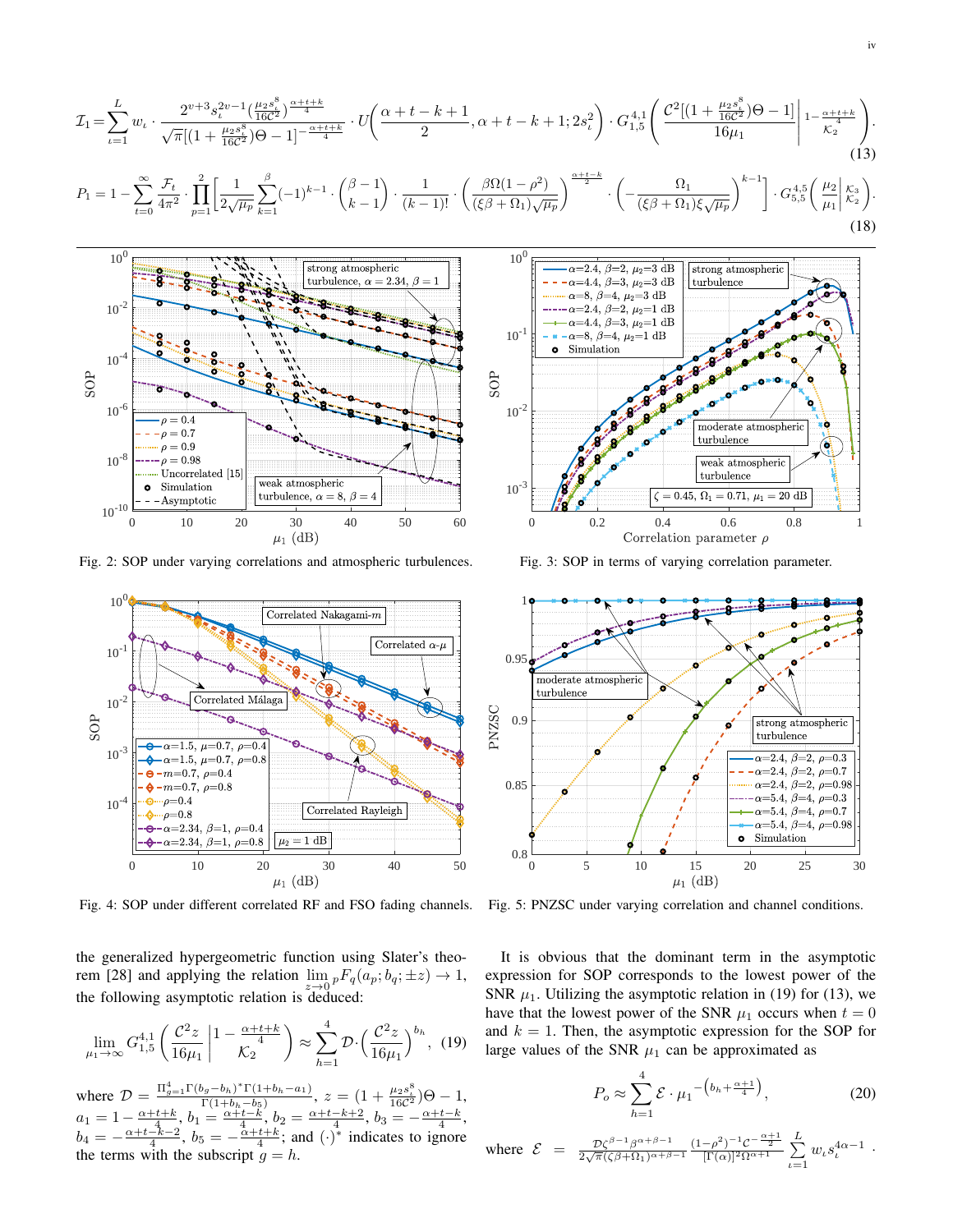$$\mathcal{I}_1=\sum_{\iota=1}^{L}w_\iota\cdot\frac{2^{v+3}s_\iota^{2v-1}\left(\frac{\mu_2 s_\iota^8}{16\mathcal{C}^2}\right)^{\frac{\alpha+t+k}{4}}}{\sqrt{\pi}[(1+\frac{\mu_2 s_\iota^8}{16\mathcal{C}^2})\Theta-1]^{-\frac{\alpha+t+k}{4}}}\cdot U\!\left(\frac{\alpha+t-k+1}{2},\alpha+t-k+1;2s_\iota^2\right)\cdot G_{1,5}^{4,1}\!\left(\frac{\mathcal{C}^2[(1+\frac{\mu_2 s_\iota^8}{16\mathcal{C}^2})\Theta-1]}{16\mu_1}\,\middle|\,\begin{matrix}1-\frac{\alpha+t+k}{4}\\ \mathcal{K}_2\end{matrix}\right). \tag{13}$$

$$P_1=1-\sum_{t=0}^{\infty}\frac{\mathcal{F}_t}{4\pi^2}\cdot\prod_{p=1}^{2}\left[\frac{1}{2\sqrt{\mu_p}}\sum_{k=1}^{\beta}(-1)^{k-1}\cdot\binom{\beta-1}{k-1}\cdot\frac{1}{(k-1)!}\cdot\left(\frac{\beta\Omega(1-\rho^2)}{(\xi\beta+\Omega_1)\sqrt{\mu_p}}\right)^{\frac{\alpha+t-k}{2}}\cdot\left(-\frac{\Omega_1}{(\xi\beta+\Omega_1)\xi\sqrt{\mu_p}}\right)^{k-1}\right]\cdot G_{5,5}^{4,5}\!\left(\frac{\mu_2}{\mu_1}\,\middle|\,\begin{matrix}\mathcal{K}_3\\ \mathcal{K}_2\end{matrix}\right). \tag{18}$$

Fig. 2: SOP under varying correlations and atmospheric turbulences.

Fig. 3: SOP in terms of varying correlation parameter.

Fig. 4: SOP under different correlated RF and FSO fading channels.

Fig. 5: PNZSC under varying correlation and channel conditions.

the generalized hypergeometric function using Slater's theorem [28] and applying the relation $\lim_{z\to 0} {}_pF_q(a_p;b_q;\pm z)\to 1$, the following asymptotic relation is deduced:

$$\lim_{\mu_1\to\infty} G_{1,5}^{4,1}\!\left(\frac{\mathcal{C}^2 z}{16\mu_1}\,\middle|\,\begin{matrix}1-\frac{\alpha+t+k}{4}\\ \mathcal{K}_2\end{matrix}\right)\approx\sum_{h=1}^{4}\mathcal{D}\cdot\left(\frac{\mathcal{C}^2 z}{16\mu_1}\right)^{b_h}, \tag{19}$$

where $\mathcal{D}=\frac{\Pi_{g=1}^{4}\Gamma(b_g-b_h)^*\Gamma(1+b_h-a_1)}{\Gamma(1+b_h-b_5)}$, $z=(1+\frac{\mu_2 s_\iota^8}{16\mathcal{C}^2})\Theta-1$, $a_1=1-\frac{\alpha+t+k}{4}$, $b_1=\frac{\alpha+t-k}{4}$, $b_2=\frac{\alpha+t-k+2}{4}$, $b_3=-\frac{\alpha+t-k}{4}$, $b_4=-\frac{\alpha+t-k-2}{4}$, $b_5=-\frac{\alpha+t+k}{4}$; and $(\cdot)^*$ indicates to ignore the terms with the subscript $g=h$.

It is obvious that the dominant term in the asymptotic expression for SOP corresponds to the lowest power of the SNR $\mu_1$. Utilizing the asymptotic relation in (19) for (13), we have that the lowest power of the SNR $\mu_1$ occurs when $t=0$ and $k=1$. Then, the asymptotic expression for the SOP for large values of the SNR $\mu_1$ can be approximated as

$$P_o\approx\sum_{h=1}^{4}\mathcal{E}\cdot\mu_1^{-\left(b_h+\frac{\alpha+1}{4}\right)}, \tag{20}$$

where $\mathcal{E}=\frac{\mathcal{D}\zeta^{\beta-1}\beta^{\alpha+\beta-1}}{2\sqrt{\pi}(\zeta\beta+\Omega_1)^{\alpha+\beta-1}}\frac{(1-\rho^2)^{-1}\mathcal{C}^{-\frac{\alpha+1}{2}}}{[\Gamma(\alpha)]^2\Omega^{\alpha+1}}\sum_{\iota=1}^{L}w_\iota s_\iota^{4\alpha-1}$.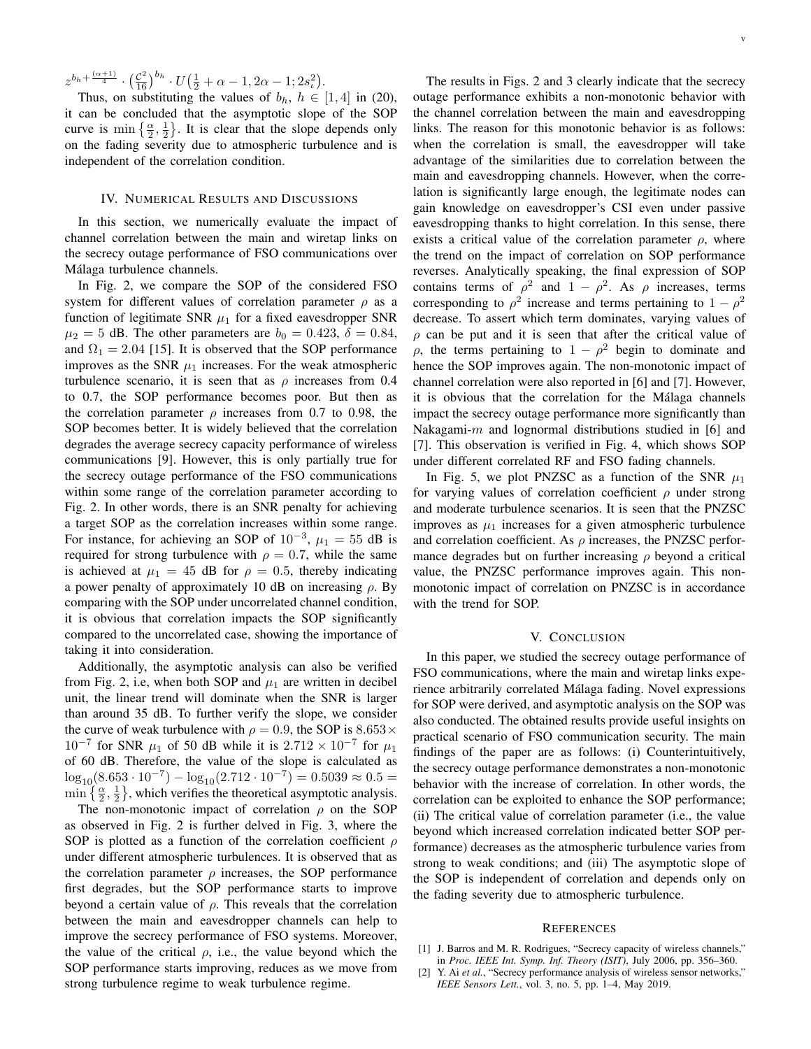$z^{b_h+\frac{(\alpha+1)}{4}} \cdot \left(\frac{\mathcal{C}^2}{16}\right)^{b_h} \cdot U\left(\frac{1}{2}+\alpha-1, 2\alpha-1; 2s_\iota^2\right)$.

Thus, on substituting the values of $b_h$, $h \in [1,4]$ in (20), it can be concluded that the asymptotic slope of the SOP curve is $\min\left\{\frac{\alpha}{2}, \frac{1}{2}\right\}$. It is clear that the slope depends only on the fading severity due to atmospheric turbulence and is independent of the correlation condition.

## IV. Numerical Results and Discussions

In this section, we numerically evaluate the impact of channel correlation between the main and wiretap links on the secrecy outage performance of FSO communications over Málaga turbulence channels.

In Fig. 2, we compare the SOP of the considered FSO system for different values of correlation parameter $\rho$ as a function of legitimate SNR $\mu_1$ for a fixed eavesdropper SNR $\mu_2 = 5$ dB. The other parameters are $b_0 = 0.423$, $\delta = 0.84$, and $\Omega_1 = 2.04$ [15]. It is observed that the SOP performance improves as the SNR $\mu_1$ increases. For the weak atmospheric turbulence scenario, it is seen that as $\rho$ increases from 0.4 to 0.7, the SOP performance becomes poor. But then as the correlation parameter $\rho$ increases from 0.7 to 0.98, the SOP becomes better. It is widely believed that the correlation degrades the average secrecy capacity performance of wireless communications [9]. However, this is only partially true for the secrecy outage performance of the FSO communications within some range of the correlation parameter according to Fig. 2. In other words, there is an SNR penalty for achieving a target SOP as the correlation increases within some range. For instance, for achieving an SOP of $10^{-3}$, $\mu_1 = 55$ dB is required for strong turbulence with $\rho = 0.7$, while the same is achieved at $\mu_1 = 45$ dB for $\rho = 0.5$, thereby indicating a power penalty of approximately 10 dB on increasing $\rho$. By comparing with the SOP under uncorrelated channel condition, it is obvious that correlation impacts the SOP significantly compared to the uncorrelated case, showing the importance of taking it into consideration.

Additionally, the asymptotic analysis can also be verified from Fig. 2, i.e, when both SOP and $\mu_1$ are written in decibel unit, the linear trend will dominate when the SNR is larger than around 35 dB. To further verify the slope, we consider the curve of weak turbulence with $\rho = 0.9$, the SOP is $8.653 \times 10^{-7}$ for SNR $\mu_1$ of 50 dB while it is $2.712 \times 10^{-7}$ for $\mu_1$ of 60 dB. Therefore, the value of the slope is calculated as $\log_{10}(8.653 \cdot 10^{-7}) - \log_{10}(2.712 \cdot 10^{-7}) = 0.5039 \approx 0.5 = \min\left\{\frac{\alpha}{2}, \frac{1}{2}\right\}$, which verifies the theoretical asymptotic analysis.

The non-monotonic impact of correlation $\rho$ on the SOP as observed in Fig. 2 is further delved in Fig. 3, where the SOP is plotted as a function of the correlation coefficient $\rho$ under different atmospheric turbulences. It is observed that as the correlation parameter $\rho$ increases, the SOP performance first degrades, but the SOP performance starts to improve beyond a certain value of $\rho$. This reveals that the correlation between the main and eavesdropper channels can help to improve the secrecy performance of FSO systems. Moreover, the value of the critical $\rho$, i.e., the value beyond which the SOP performance starts improving, reduces as we move from strong turbulence regime to weak turbulence regime.

The results in Figs. 2 and 3 clearly indicate that the secrecy outage performance exhibits a non-monotonic behavior with the channel correlation between the main and eavesdropping links. The reason for this monotonic behavior is as follows: when the correlation is small, the eavesdropper will take advantage of the similarities due to correlation between the main and eavesdropping channels. However, when the correlation is significantly large enough, the legitimate nodes can gain knowledge on eavesdropper's CSI even under passive eavesdropping thanks to hight correlation. In this sense, there exists a critical value of the correlation parameter $\rho$, where the trend on the impact of correlation on SOP performance reverses. Analytically speaking, the final expression of SOP contains terms of $\rho^2$ and $1-\rho^2$. As $\rho$ increases, terms corresponding to $\rho^2$ increase and terms pertaining to $1-\rho^2$ decrease. To assert which term dominates, varying values of $\rho$ can be put and it is seen that after the critical value of $\rho$, the terms pertaining to $1-\rho^2$ begin to dominate and hence the SOP improves again. The non-monotonic impact of channel correlation were also reported in [6] and [7]. However, it is obvious that the correlation for the Málaga channels impact the secrecy outage performance more significantly than Nakagami-$m$ and lognormal distributions studied in [6] and [7]. This observation is verified in Fig. 4, which shows SOP under different correlated RF and FSO fading channels.

In Fig. 5, we plot PNZSC as a function of the SNR $\mu_1$ for varying values of correlation coefficient $\rho$ under strong and moderate turbulence scenarios. It is seen that the PNZSC improves as $\mu_1$ increases for a given atmospheric turbulence and correlation coefficient. As $\rho$ increases, the PNZSC performance degrades but on further increasing $\rho$ beyond a critical value, the PNZSC performance improves again. This non-monotonic impact of correlation on PNZSC is in accordance with the trend for SOP.

## V. Conclusion

In this paper, we studied the secrecy outage performance of FSO communications, where the main and wiretap links experience arbitrarily correlated Málaga fading. Novel expressions for SOP were derived, and asymptotic analysis on the SOP was also conducted. The obtained results provide useful insights on practical scenario of FSO communication security. The main findings of the paper are as follows: (i) Counterintuitively, the secrecy outage performance demonstrates a non-monotonic behavior with the increase of correlation. In other words, the correlation can be exploited to enhance the SOP performance; (ii) The critical value of correlation parameter (i.e., the value beyond which increased correlation indicated better SOP performance) decreases as the atmospheric turbulence varies from strong to weak conditions; and (iii) The asymptotic slope of the SOP is independent of correlation and depends only on the fading severity due to atmospheric turbulence.

## References

[1] J. Barros and M. R. Rodrigues, "Secrecy capacity of wireless channels," in *Proc. IEEE Int. Symp. Inf. Theory (ISIT)*, July 2006, pp. 356–360.

[2] Y. Ai *et al.*, "Secrecy performance analysis of wireless sensor networks," *IEEE Sensors Lett.*, vol. 3, no. 5, pp. 1–4, May 2019.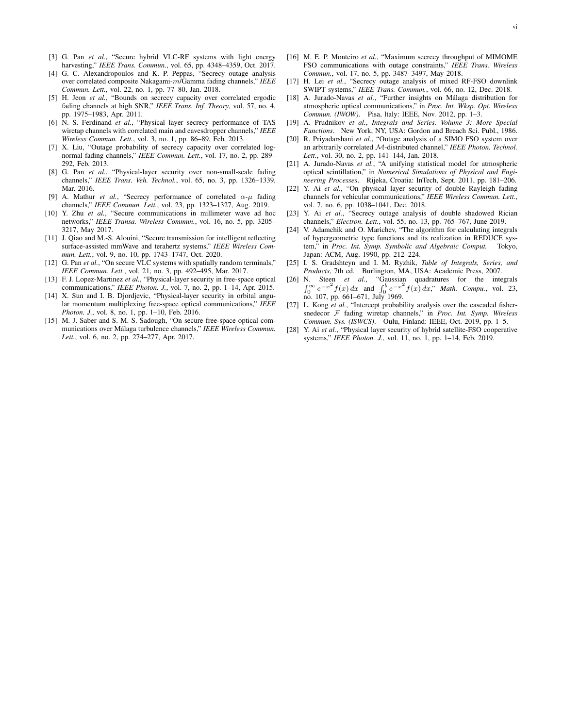[3] G. Pan *et al.*, "Secure hybrid VLC-RF systems with light energy harvesting," *IEEE Trans. Commun.*, vol. 65, pp. 4348–4359, Oct. 2017.

[4] G. C. Alexandropoulos and K. P. Peppas, "Secrecy outage analysis over correlated composite Nakagami-$m$/Gamma fading channels," *IEEE Commun. Lett.*, vol. 22, no. 1, pp. 77–80, Jan. 2018.

[5] H. Jeon *et al.*, "Bounds on secrecy capacity over correlated ergodic fading channels at high SNR," *IEEE Trans. Inf. Theory*, vol. 57, no. 4, pp. 1975–1983, Apr. 2011.

[6] N. S. Ferdinand *et al.*, "Physical layer secrecy performance of TAS wiretap channels with correlated main and eavesdropper channels," *IEEE Wireless Commun. Lett.*, vol. 3, no. 1, pp. 86–89, Feb. 2013.

[7] X. Liu, "Outage probability of secrecy capacity over correlated log-normal fading channels," *IEEE Commun. Lett.*, vol. 17, no. 2, pp. 289–292, Feb. 2013.

[8] G. Pan *et al.*, "Physical-layer security over non-small-scale fading channels," *IEEE Trans. Veh. Technol.*, vol. 65, no. 3, pp. 1326–1339, Mar. 2016.

[9] A. Mathur *et al.*, "Secrecy performance of correlated $\alpha$-$\mu$ fading channels," *IEEE Commun. Lett.*, vol. 23, pp. 1323–1327, Aug. 2019.

[10] Y. Zhu *et al.*, "Secure communications in millimeter wave ad hoc networks," *IEEE Transa. Wireless Commun.*, vol. 16, no. 5, pp. 3205–3217, May 2017.

[11] J. Qiao and M.-S. Alouini, "Secure transmission for intelligent reflecting surface-assisted mmWave and terahertz systems," *IEEE Wireless Commun. Lett.*, vol. 9, no. 10, pp. 1743–1747, Oct. 2020.

[12] G. Pan *et al.*, "On secure VLC systems with spatially random terminals," *IEEE Commun. Lett.*, vol. 21, no. 3, pp. 492–495, Mar. 2017.

[13] F. J. Lopez-Martinez *et al.*, "Physical-layer security in free-space optical communications," *IEEE Photon. J.*, vol. 7, no. 2, pp. 1–14, Apr. 2015.

[14] X. Sun and I. B. Djordjevic, "Physical-layer security in orbital angular momentum multiplexing free-space optical communications," *IEEE Photon. J.*, vol. 8, no. 1, pp. 1–10, Feb. 2016.

[15] M. J. Saber and S. M. S. Sadough, "On secure free-space optical communications over Málaga turbulence channels," *IEEE Wireless Commun. Lett.*, vol. 6, no. 2, pp. 274–277, Apr. 2017.

[16] M. E. P. Monteiro *et al.*, "Maximum secrecy throughput of MIMOME FSO communications with outage constraints," *IEEE Trans. Wireless Commun.*, vol. 17, no. 5, pp. 3487–3497, May 2018.

[17] H. Lei *et al.*, "Secrecy outage analysis of mixed RF-FSO downlink SWIPT systems," *IEEE Trans. Commun.*, vol. 66, no. 12, Dec. 2018.

[18] A. Jurado-Navas *et al.*, "Further insights on Málaga distribution for atmospheric optical communications," in *Proc. Int. Wksp. Opt. Wireless Commun. (IWOW)*. Pisa, Italy: IEEE, Nov. 2012, pp. 1–3.

[19] A. Prudnikov *et al.*, *Integrals and Series. Volume 3: More Special Functions*. New York, NY, USA: Gordon and Breach Sci. Publ., 1986.

[20] R. Priyadarshani *et al.*, "Outage analysis of a SIMO FSO system over an arbitrarily correlated $\mathcal{M}$-distributed channel," *IEEE Photon. Technol. Lett.*, vol. 30, no. 2, pp. 141–144, Jan. 2018.

[21] A. Jurado-Navas *et al.*, "A unifying statistical model for atmospheric optical scintillation," in *Numerical Simulations of Physical and Engineering Processes*. Rijeka, Croatia: InTech, Sept. 2011, pp. 181–206.

[22] Y. Ai *et al.*, "On physical layer security of double Rayleigh fading channels for vehicular communications," *IEEE Wireless Commun. Lett.*, vol. 7, no. 6, pp. 1038–1041, Dec. 2018.

[23] Y. Ai *et al.*, "Secrecy outage analysis of double shadowed Rician channels," *Electron. Lett.*, vol. 55, no. 13, pp. 765–767, June 2019.

[24] V. Adamchik and O. Marichev, "The algorithm for calculating integrals of hypergeometric type functions and its realization in REDUCE system," in *Proc. Int. Symp. Symbolic and Algebraic Comput.* Tokyo, Japan: ACM, Aug. 1990, pp. 212–224.

[25] I. S. Gradshteyn and I. M. Ryzhik, *Table of Integrals, Series, and Products*, 7th ed. Burlington, MA, USA: Academic Press, 2007.

[26] N. Steen *et al.*, "Gaussian quadratures for the integrals $\int_0^\infty e^{-x^2} f(x)\,dx$ and $\int_0^b e^{-x^2} f(x)\,dx$," *Math. Compu.*, vol. 23, no. 107, pp. 661–671, July 1969.

[27] L. Kong *et al.*, "Intercept probability analysis over the cascaded fisher-snedecor $\mathcal{F}$ fading wiretap channels," in *Proc. Int. Symp. Wireless Commun. Sys. (ISWCS)*. Oulu, Finland: IEEE, Oct. 2019, pp. 1–5.

[28] Y. Ai *et al.*, "Physical layer security of hybrid satellite-FSO cooperative systems," *IEEE Photon. J.*, vol. 11, no. 1, pp. 1–14, Feb. 2019.